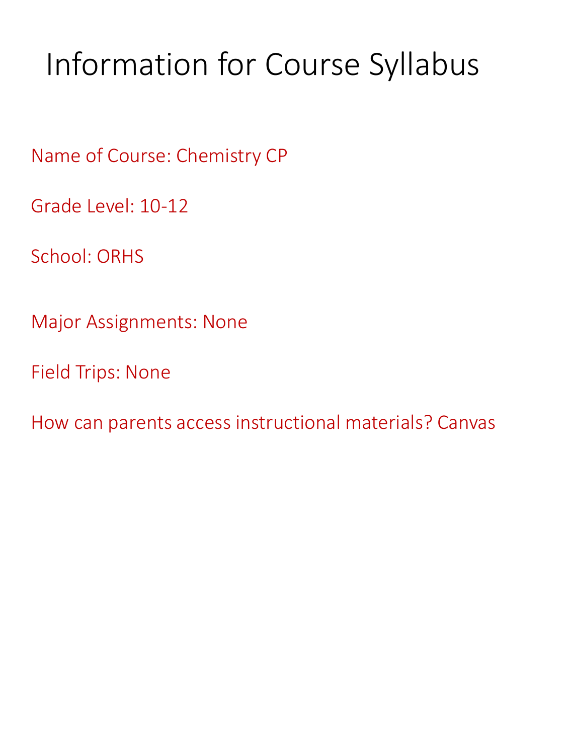# Information for Course Syllabus

Name of Course: Chemistry CP

Grade Level: 10-12

School: ORHS

Major Assignments: None

Field Trips: None

How can parents access instructional materials? Canvas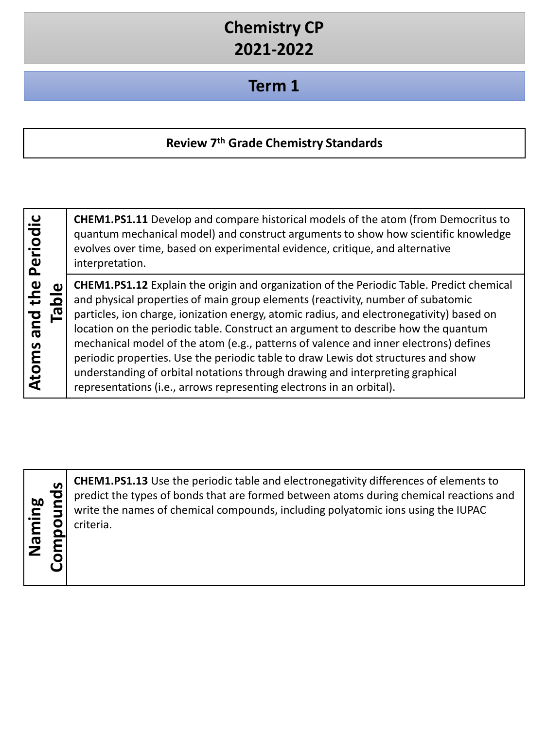# Chemistry CP
# 2021-2022

## Term 1

**Review 7th Grade Chemistry Standards**

| **Atoms and the Periodic Table** | |
|---|---|
| | **CHEM1.PS1.11** Develop and compare historical models of the atom (from Democritus to quantum mechanical model) and construct arguments to show how scientific knowledge evolves over time, based on experimental evidence, critique, and alternative interpretation. |
| | **CHEM1.PS1.12** Explain the origin and organization of the Periodic Table. Predict chemical and physical properties of main group elements (reactivity, number of subatomic particles, ion charge, ionization energy, atomic radius, and electronegativity) based on location on the periodic table. Construct an argument to describe how the quantum mechanical model of the atom (e.g., patterns of valence and inner electrons) defines periodic properties. Use the periodic table to draw Lewis dot structures and show understanding of orbital notations through drawing and interpreting graphical representations (i.e., arrows representing electrons in an orbital). |

| **Naming Compounds** | |
|---|---|
| | **CHEM1.PS1.13** Use the periodic table and electronegativity differences of elements to predict the types of bonds that are formed between atoms during chemical reactions and write the names of chemical compounds, including polyatomic ions using the IUPAC criteria. |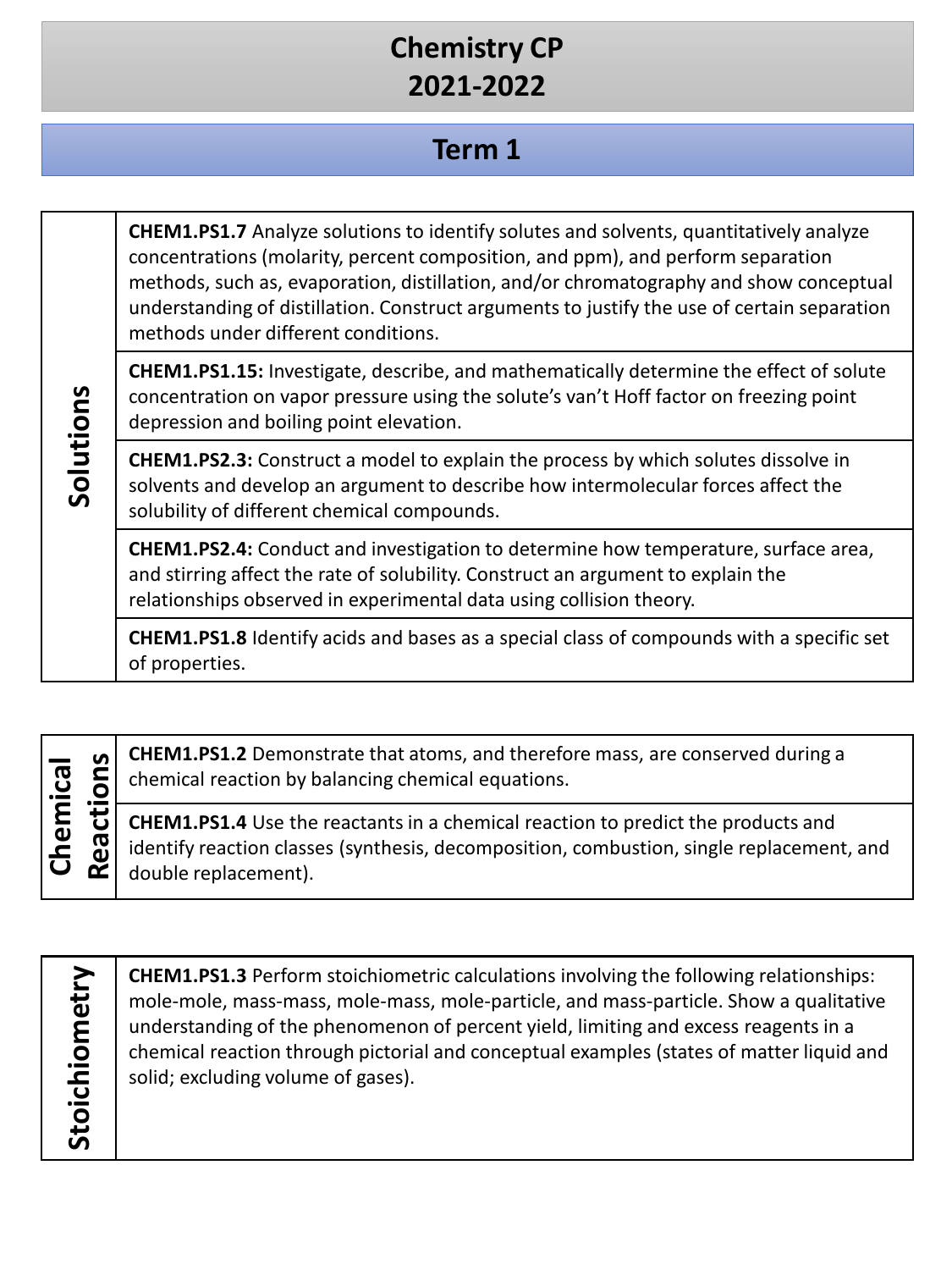# Chemistry CP
# 2021-2022

## Term 1

| Solutions | |
|---|---|
| | **CHEM1.PS1.7** Analyze solutions to identify solutes and solvents, quantitatively analyze concentrations (molarity, percent composition, and ppm), and perform separation methods, such as, evaporation, distillation, and/or chromatography and show conceptual understanding of distillation. Construct arguments to justify the use of certain separation methods under different conditions. |
| | **CHEM1.PS1.15:** Investigate, describe, and mathematically determine the effect of solute concentration on vapor pressure using the solute's van't Hoff factor on freezing point depression and boiling point elevation. |
| | **CHEM1.PS2.3:** Construct a model to explain the process by which solutes dissolve in solvents and develop an argument to describe how intermolecular forces affect the solubility of different chemical compounds. |
| | **CHEM1.PS2.4:** Conduct and investigation to determine how temperature, surface area, and stirring affect the rate of solubility. Construct an argument to explain the relationships observed in experimental data using collision theory. |
| | **CHEM1.PS1.8** Identify acids and bases as a special class of compounds with a specific set of properties. |

| Chemical Reactions | |
|---|---|
| | **CHEM1.PS1.2** Demonstrate that atoms, and therefore mass, are conserved during a chemical reaction by balancing chemical equations. |
| | **CHEM1.PS1.4** Use the reactants in a chemical reaction to predict the products and identify reaction classes (synthesis, decomposition, combustion, single replacement, and double replacement). |

| Stoichiometry | |
|---|---|
| | **CHEM1.PS1.3** Perform stoichiometric calculations involving the following relationships: mole-mole, mass-mass, mole-mass, mole-particle, and mass-particle. Show a qualitative understanding of the phenomenon of percent yield, limiting and excess reagents in a chemical reaction through pictorial and conceptual examples (states of matter liquid and solid; excluding volume of gases). |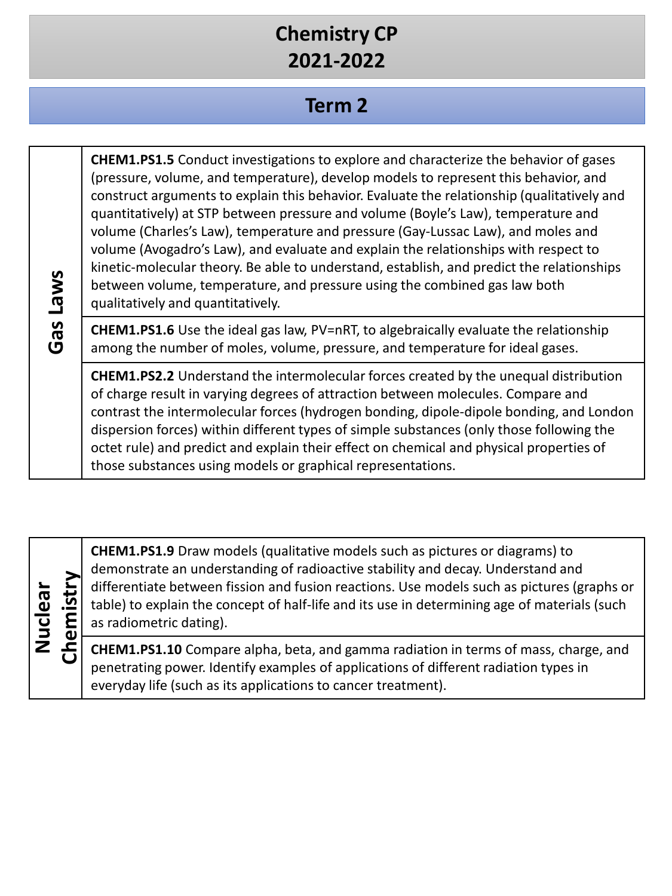# Chemistry CP
# 2021-2022

## Term 2

| Gas Laws | |
|---|---|
| Gas Laws | **CHEM1.PS1.5** Conduct investigations to explore and characterize the behavior of gases (pressure, volume, and temperature), develop models to represent this behavior, and construct arguments to explain this behavior. Evaluate the relationship (qualitatively and quantitatively) at STP between pressure and volume (Boyle's Law), temperature and volume (Charles's Law), temperature and pressure (Gay-Lussac Law), and moles and volume (Avogadro's Law), and evaluate and explain the relationships with respect to kinetic-molecular theory. Be able to understand, establish, and predict the relationships between volume, temperature, and pressure using the combined gas law both qualitatively and quantitatively. |
| | **CHEM1.PS1.6** Use the ideal gas law, $PV=nRT$, to algebraically evaluate the relationship among the number of moles, volume, pressure, and temperature for ideal gases. |
| | **CHEM1.PS2.2** Understand the intermolecular forces created by the unequal distribution of charge result in varying degrees of attraction between molecules. Compare and contrast the intermolecular forces (hydrogen bonding, dipole-dipole bonding, and London dispersion forces) within different types of simple substances (only those following the octet rule) and predict and explain their effect on chemical and physical properties of those substances using models or graphical representations. |

| Nuclear Chemistry | |
|---|---|
| Nuclear Chemistry | **CHEM1.PS1.9** Draw models (qualitative models such as pictures or diagrams) to demonstrate an understanding of radioactive stability and decay. Understand and differentiate between fission and fusion reactions. Use models such as pictures (graphs or table) to explain the concept of half-life and its use in determining age of materials (such as radiometric dating). |
| | **CHEM1.PS1.10** Compare alpha, beta, and gamma radiation in terms of mass, charge, and penetrating power. Identify examples of applications of different radiation types in everyday life (such as its applications to cancer treatment). |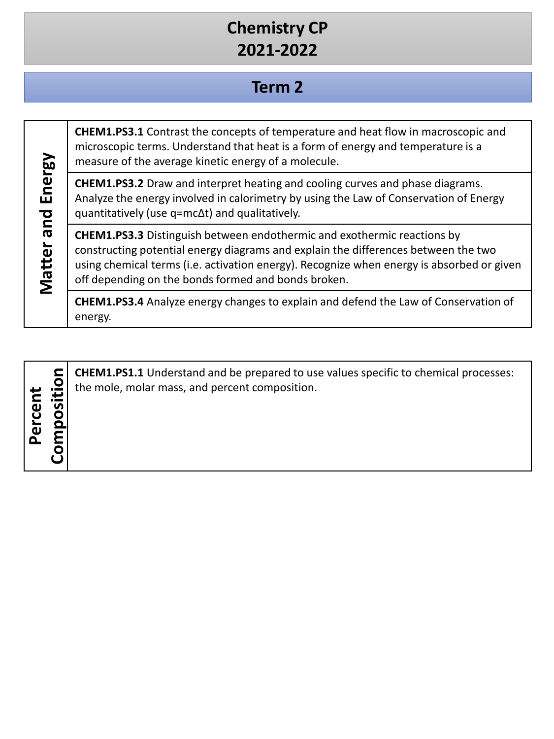# Chemistry CP
# 2021-2022

## Term 2

| | |
|---|---|
| **Matter and Energy** | **CHEM1.PS3.1** Contrast the concepts of temperature and heat flow in macroscopic and microscopic terms. Understand that heat is a form of energy and temperature is a measure of the average kinetic energy of a molecule. |
| | **CHEM1.PS3.2** Draw and interpret heating and cooling curves and phase diagrams. Analyze the energy involved in calorimetry by using the Law of Conservation of Energy quantitatively (use $q=mc\Delta t$) and qualitatively. |
| | **CHEM1.PS3.3** Distinguish between endothermic and exothermic reactions by constructing potential energy diagrams and explain the differences between the two using chemical terms (i.e. activation energy). Recognize when energy is absorbed or given off depending on the bonds formed and bonds broken. |
| | **CHEM1.PS3.4** Analyze energy changes to explain and defend the Law of Conservation of energy. |

| | |
|---|---|
| **Percent Composition** | **CHEM1.PS1.1** Understand and be prepared to use values specific to chemical processes: the mole, molar mass, and percent composition. |